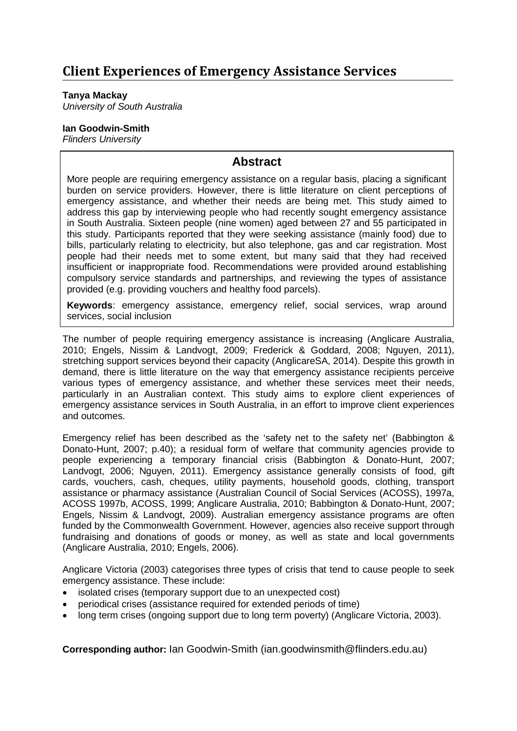# Client Experiences of Emergency Assistance Services

**Tanya Mackay**
*University of South Australia*

**Ian Goodwin-Smith**
*Flinders University*

## Abstract

More people are requiring emergency assistance on a regular basis, placing a significant burden on service providers. However, there is little literature on client perceptions of emergency assistance, and whether their needs are being met. This study aimed to address this gap by interviewing people who had recently sought emergency assistance in South Australia. Sixteen people (nine women) aged between 27 and 55 participated in this study. Participants reported that they were seeking assistance (mainly food) due to bills, particularly relating to electricity, but also telephone, gas and car registration. Most people had their needs met to some extent, but many said that they had received insufficient or inappropriate food. Recommendations were provided around establishing compulsory service standards and partnerships, and reviewing the types of assistance provided (e.g. providing vouchers and healthy food parcels).

**Keywords**: emergency assistance, emergency relief, social services, wrap around services, social inclusion

The number of people requiring emergency assistance is increasing (Anglicare Australia, 2010; Engels, Nissim & Landvogt, 2009; Frederick & Goddard, 2008; Nguyen, 2011), stretching support services beyond their capacity (AnglicareSA, 2014). Despite this growth in demand, there is little literature on the way that emergency assistance recipients perceive various types of emergency assistance, and whether these services meet their needs, particularly in an Australian context. This study aims to explore client experiences of emergency assistance services in South Australia, in an effort to improve client experiences and outcomes.

Emergency relief has been described as the 'safety net to the safety net' (Babbington & Donato-Hunt, 2007; p.40); a residual form of welfare that community agencies provide to people experiencing a temporary financial crisis (Babbington & Donato-Hunt, 2007; Landvogt, 2006; Nguyen, 2011). Emergency assistance generally consists of food, gift cards, vouchers, cash, cheques, utility payments, household goods, clothing, transport assistance or pharmacy assistance (Australian Council of Social Services (ACOSS), 1997a, ACOSS 1997b, ACOSS, 1999; Anglicare Australia, 2010; Babbington & Donato-Hunt, 2007; Engels, Nissim & Landvogt, 2009). Australian emergency assistance programs are often funded by the Commonwealth Government. However, agencies also receive support through fundraising and donations of goods or money, as well as state and local governments (Anglicare Australia, 2010; Engels, 2006).

Anglicare Victoria (2003) categorises three types of crisis that tend to cause people to seek emergency assistance. These include:

- isolated crises (temporary support due to an unexpected cost)
- periodical crises (assistance required for extended periods of time)
- long term crises (ongoing support due to long term poverty) (Anglicare Victoria, 2003).

**Corresponding author:** Ian Goodwin-Smith (ian.goodwinsmith@flinders.edu.au)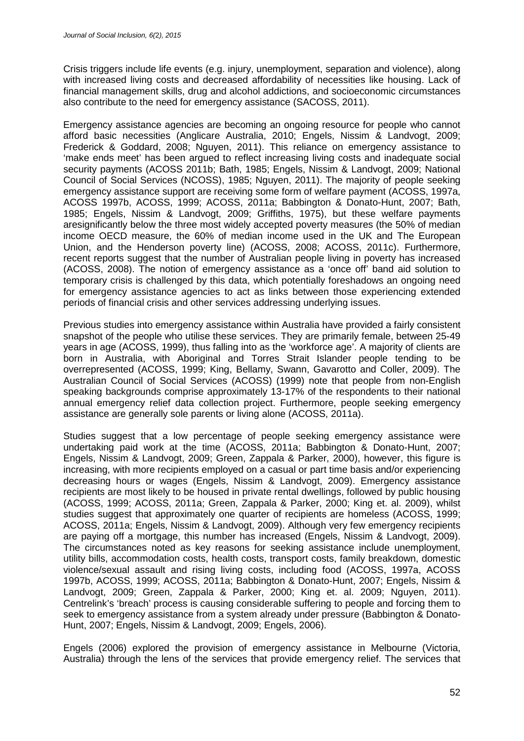Crisis triggers include life events (e.g. injury, unemployment, separation and violence), along with increased living costs and decreased affordability of necessities like housing. Lack of financial management skills, drug and alcohol addictions, and socioeconomic circumstances also contribute to the need for emergency assistance (SACOSS, 2011).

Emergency assistance agencies are becoming an ongoing resource for people who cannot afford basic necessities (Anglicare Australia, 2010; Engels, Nissim & Landvogt, 2009; Frederick & Goddard, 2008; Nguyen, 2011). This reliance on emergency assistance to 'make ends meet' has been argued to reflect increasing living costs and inadequate social security payments (ACOSS 2011b; Bath, 1985; Engels, Nissim & Landvogt, 2009; National Council of Social Services (NCOSS), 1985; Nguyen, 2011). The majority of people seeking emergency assistance support are receiving some form of welfare payment (ACOSS, 1997a, ACOSS 1997b, ACOSS, 1999; ACOSS, 2011a; Babbington & Donato-Hunt, 2007; Bath, 1985; Engels, Nissim & Landvogt, 2009; Griffiths, 1975), but these welfare payments aresignificantly below the three most widely accepted poverty measures (the 50% of median income OECD measure, the 60% of median income used in the UK and The European Union, and the Henderson poverty line) (ACOSS, 2008; ACOSS, 2011c). Furthermore, recent reports suggest that the number of Australian people living in poverty has increased (ACOSS, 2008). The notion of emergency assistance as a 'once off' band aid solution to temporary crisis is challenged by this data, which potentially foreshadows an ongoing need for emergency assistance agencies to act as links between those experiencing extended periods of financial crisis and other services addressing underlying issues.

Previous studies into emergency assistance within Australia have provided a fairly consistent snapshot of the people who utilise these services. They are primarily female, between 25-49 years in age (ACOSS, 1999), thus falling into as the 'workforce age'. A majority of clients are born in Australia, with Aboriginal and Torres Strait Islander people tending to be overrepresented (ACOSS, 1999; King, Bellamy, Swann, Gavarotto and Coller, 2009). The Australian Council of Social Services (ACOSS) (1999) note that people from non-English speaking backgrounds comprise approximately 13-17% of the respondents to their national annual emergency relief data collection project. Furthermore, people seeking emergency assistance are generally sole parents or living alone (ACOSS, 2011a).

Studies suggest that a low percentage of people seeking emergency assistance were undertaking paid work at the time (ACOSS, 2011a; Babbington & Donato-Hunt, 2007; Engels, Nissim & Landvogt, 2009; Green, Zappala & Parker, 2000), however, this figure is increasing, with more recipients employed on a casual or part time basis and/or experiencing decreasing hours or wages (Engels, Nissim & Landvogt, 2009). Emergency assistance recipients are most likely to be housed in private rental dwellings, followed by public housing (ACOSS, 1999; ACOSS, 2011a; Green, Zappala & Parker, 2000; King et. al. 2009), whilst studies suggest that approximately one quarter of recipients are homeless (ACOSS, 1999; ACOSS, 2011a; Engels, Nissim & Landvogt, 2009). Although very few emergency recipients are paying off a mortgage, this number has increased (Engels, Nissim & Landvogt, 2009). The circumstances noted as key reasons for seeking assistance include unemployment, utility bills, accommodation costs, health costs, transport costs, family breakdown, domestic violence/sexual assault and rising living costs, including food (ACOSS, 1997a, ACOSS 1997b, ACOSS, 1999; ACOSS, 2011a; Babbington & Donato-Hunt, 2007; Engels, Nissim & Landvogt, 2009; Green, Zappala & Parker, 2000; King et. al. 2009; Nguyen, 2011). Centrelink's 'breach' process is causing considerable suffering to people and forcing them to seek to emergency assistance from a system already under pressure (Babbington & Donato-Hunt, 2007; Engels, Nissim & Landvogt, 2009; Engels, 2006).

Engels (2006) explored the provision of emergency assistance in Melbourne (Victoria, Australia) through the lens of the services that provide emergency relief. The services that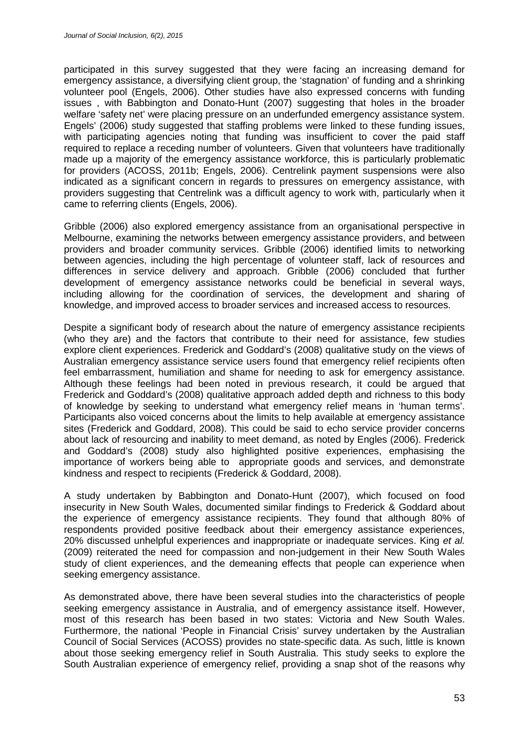participated in this survey suggested that they were facing an increasing demand for emergency assistance, a diversifying client group, the 'stagnation' of funding and a shrinking volunteer pool (Engels, 2006). Other studies have also expressed concerns with funding issues , with Babbington and Donato-Hunt (2007) suggesting that holes in the broader welfare 'safety net' were placing pressure on an underfunded emergency assistance system. Engels' (2006) study suggested that staffing problems were linked to these funding issues, with participating agencies noting that funding was insufficient to cover the paid staff required to replace a receding number of volunteers. Given that volunteers have traditionally made up a majority of the emergency assistance workforce, this is particularly problematic for providers (ACOSS, 2011b; Engels, 2006). Centrelink payment suspensions were also indicated as a significant concern in regards to pressures on emergency assistance, with providers suggesting that Centrelink was a difficult agency to work with, particularly when it came to referring clients (Engels, 2006).

Gribble (2006) also explored emergency assistance from an organisational perspective in Melbourne, examining the networks between emergency assistance providers, and between providers and broader community services. Gribble (2006) identified limits to networking between agencies, including the high percentage of volunteer staff, lack of resources and differences in service delivery and approach. Gribble (2006) concluded that further development of emergency assistance networks could be beneficial in several ways, including allowing for the coordination of services, the development and sharing of knowledge, and improved access to broader services and increased access to resources.

Despite a significant body of research about the nature of emergency assistance recipients (who they are) and the factors that contribute to their need for assistance, few studies explore client experiences. Frederick and Goddard's (2008) qualitative study on the views of Australian emergency assistance service users found that emergency relief recipients often feel embarrassment, humiliation and shame for needing to ask for emergency assistance. Although these feelings had been noted in previous research, it could be argued that Frederick and Goddard's (2008) qualitative approach added depth and richness to this body of knowledge by seeking to understand what emergency relief means in 'human terms'. Participants also voiced concerns about the limits to help available at emergency assistance sites (Frederick and Goddard, 2008). This could be said to echo service provider concerns about lack of resourcing and inability to meet demand, as noted by Engles (2006). Frederick and Goddard's (2008) study also highlighted positive experiences, emphasising the importance of workers being able to appropriate goods and services, and demonstrate kindness and respect to recipients (Frederick & Goddard, 2008).

A study undertaken by Babbington and Donato-Hunt (2007), which focused on food insecurity in New South Wales, documented similar findings to Frederick & Goddard about the experience of emergency assistance recipients. They found that although 80% of respondents provided positive feedback about their emergency assistance experiences, 20% discussed unhelpful experiences and inappropriate or inadequate services. King *et al.* (2009) reiterated the need for compassion and non-judgement in their New South Wales study of client experiences, and the demeaning effects that people can experience when seeking emergency assistance.

As demonstrated above, there have been several studies into the characteristics of people seeking emergency assistance in Australia, and of emergency assistance itself. However, most of this research has been based in two states: Victoria and New South Wales. Furthermore, the national 'People in Financial Crisis' survey undertaken by the Australian Council of Social Services (ACOSS) provides no state-specific data. As such, little is known about those seeking emergency relief in South Australia. This study seeks to explore the South Australian experience of emergency relief, providing a snap shot of the reasons why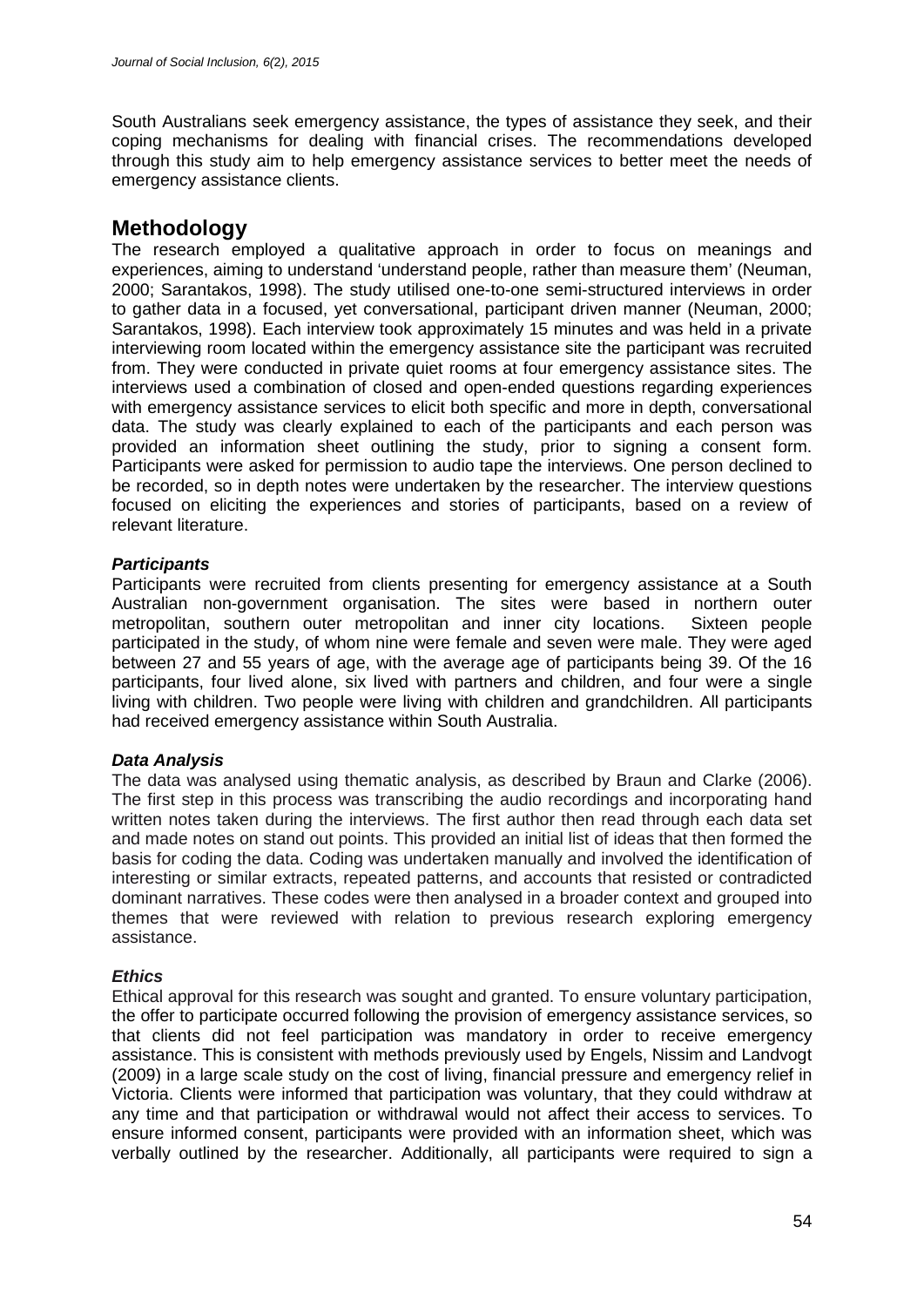South Australians seek emergency assistance, the types of assistance they seek, and their coping mechanisms for dealing with financial crises. The recommendations developed through this study aim to help emergency assistance services to better meet the needs of emergency assistance clients.

## Methodology

The research employed a qualitative approach in order to focus on meanings and experiences, aiming to understand 'understand people, rather than measure them' (Neuman, 2000; Sarantakos, 1998). The study utilised one-to-one semi-structured interviews in order to gather data in a focused, yet conversational, participant driven manner (Neuman, 2000; Sarantakos, 1998). Each interview took approximately 15 minutes and was held in a private interviewing room located within the emergency assistance site the participant was recruited from. They were conducted in private quiet rooms at four emergency assistance sites. The interviews used a combination of closed and open-ended questions regarding experiences with emergency assistance services to elicit both specific and more in depth, conversational data. The study was clearly explained to each of the participants and each person was provided an information sheet outlining the study, prior to signing a consent form. Participants were asked for permission to audio tape the interviews. One person declined to be recorded, so in depth notes were undertaken by the researcher. The interview questions focused on eliciting the experiences and stories of participants, based on a review of relevant literature.

### *Participants*

Participants were recruited from clients presenting for emergency assistance at a South Australian non-government organisation. The sites were based in northern outer metropolitan, southern outer metropolitan and inner city locations. Sixteen people participated in the study, of whom nine were female and seven were male. They were aged between 27 and 55 years of age, with the average age of participants being 39. Of the 16 participants, four lived alone, six lived with partners and children, and four were a single living with children. Two people were living with children and grandchildren. All participants had received emergency assistance within South Australia.

### *Data Analysis*

The data was analysed using thematic analysis, as described by Braun and Clarke (2006). The first step in this process was transcribing the audio recordings and incorporating hand written notes taken during the interviews. The first author then read through each data set and made notes on stand out points. This provided an initial list of ideas that then formed the basis for coding the data. Coding was undertaken manually and involved the identification of interesting or similar extracts, repeated patterns, and accounts that resisted or contradicted dominant narratives. These codes were then analysed in a broader context and grouped into themes that were reviewed with relation to previous research exploring emergency assistance.

### *Ethics*

Ethical approval for this research was sought and granted. To ensure voluntary participation, the offer to participate occurred following the provision of emergency assistance services, so that clients did not feel participation was mandatory in order to receive emergency assistance. This is consistent with methods previously used by Engels, Nissim and Landvogt (2009) in a large scale study on the cost of living, financial pressure and emergency relief in Victoria. Clients were informed that participation was voluntary, that they could withdraw at any time and that participation or withdrawal would not affect their access to services. To ensure informed consent, participants were provided with an information sheet, which was verbally outlined by the researcher. Additionally, all participants were required to sign a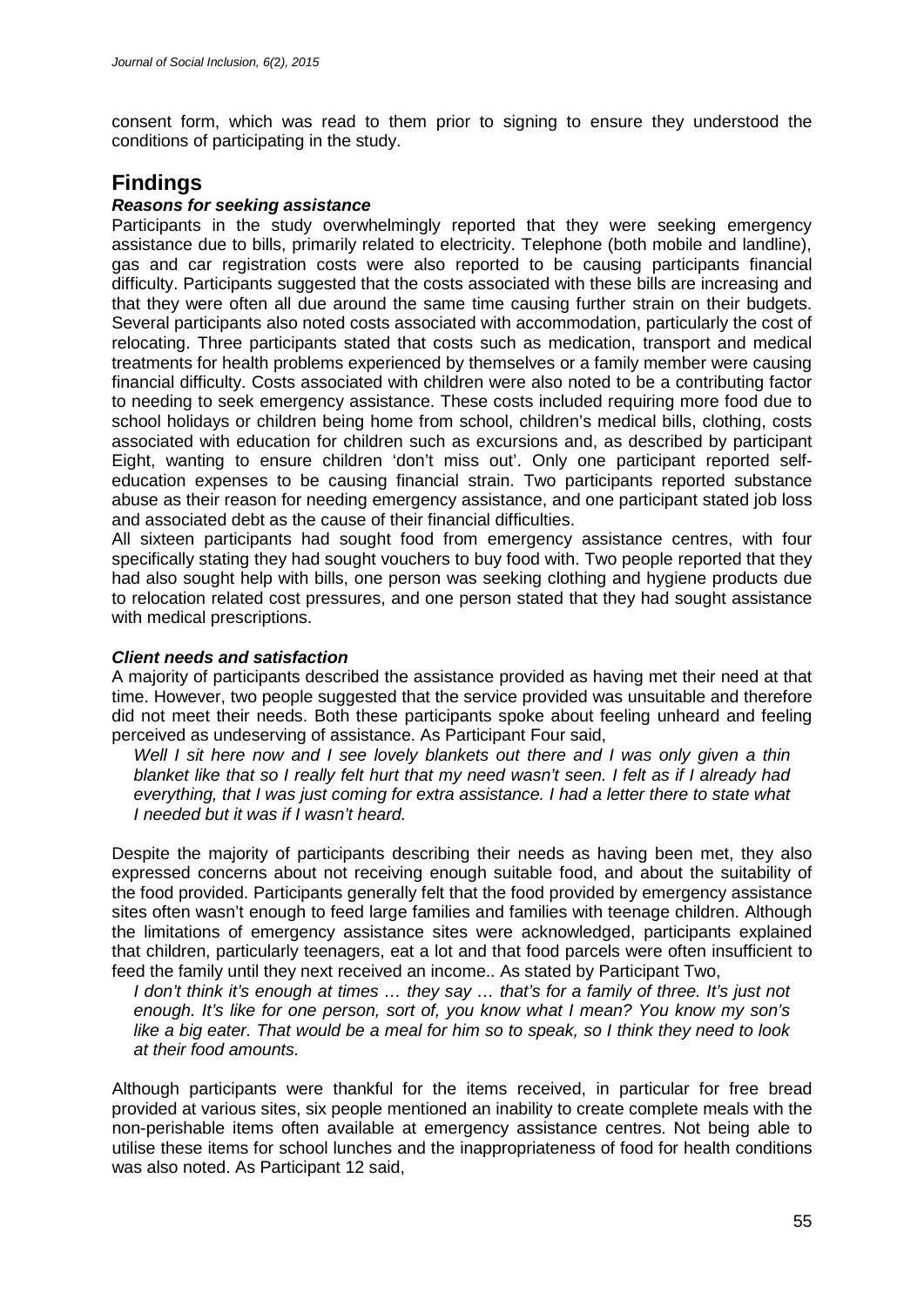consent form, which was read to them prior to signing to ensure they understood the conditions of participating in the study.

## Findings

### *Reasons for seeking assistance*

Participants in the study overwhelmingly reported that they were seeking emergency assistance due to bills, primarily related to electricity. Telephone (both mobile and landline), gas and car registration costs were also reported to be causing participants financial difficulty. Participants suggested that the costs associated with these bills are increasing and that they were often all due around the same time causing further strain on their budgets. Several participants also noted costs associated with accommodation, particularly the cost of relocating. Three participants stated that costs such as medication, transport and medical treatments for health problems experienced by themselves or a family member were causing financial difficulty. Costs associated with children were also noted to be a contributing factor to needing to seek emergency assistance. These costs included requiring more food due to school holidays or children being home from school, children's medical bills, clothing, costs associated with education for children such as excursions and, as described by participant Eight, wanting to ensure children 'don't miss out'. Only one participant reported self-education expenses to be causing financial strain. Two participants reported substance abuse as their reason for needing emergency assistance, and one participant stated job loss and associated debt as the cause of their financial difficulties.

All sixteen participants had sought food from emergency assistance centres, with four specifically stating they had sought vouchers to buy food with. Two people reported that they had also sought help with bills, one person was seeking clothing and hygiene products due to relocation related cost pressures, and one person stated that they had sought assistance with medical prescriptions.

### *Client needs and satisfaction*

A majority of participants described the assistance provided as having met their need at that time. However, two people suggested that the service provided was unsuitable and therefore did not meet their needs. Both these participants spoke about feeling unheard and feeling perceived as undeserving of assistance. As Participant Four said,

> *Well I sit here now and I see lovely blankets out there and I was only given a thin blanket like that so I really felt hurt that my need wasn't seen. I felt as if I already had everything, that I was just coming for extra assistance. I had a letter there to state what I needed but it was if I wasn't heard.*

Despite the majority of participants describing their needs as having been met, they also expressed concerns about not receiving enough suitable food, and about the suitability of the food provided. Participants generally felt that the food provided by emergency assistance sites often wasn't enough to feed large families and families with teenage children. Although the limitations of emergency assistance sites were acknowledged, participants explained that children, particularly teenagers, eat a lot and that food parcels were often insufficient to feed the family until they next received an income.. As stated by Participant Two,

> *I don't think it's enough at times … they say … that's for a family of three. It's just not enough. It's like for one person, sort of, you know what I mean? You know my son's like a big eater. That would be a meal for him so to speak, so I think they need to look at their food amounts.*

Although participants were thankful for the items received, in particular for free bread provided at various sites, six people mentioned an inability to create complete meals with the non-perishable items often available at emergency assistance centres. Not being able to utilise these items for school lunches and the inappropriateness of food for health conditions was also noted. As Participant 12 said,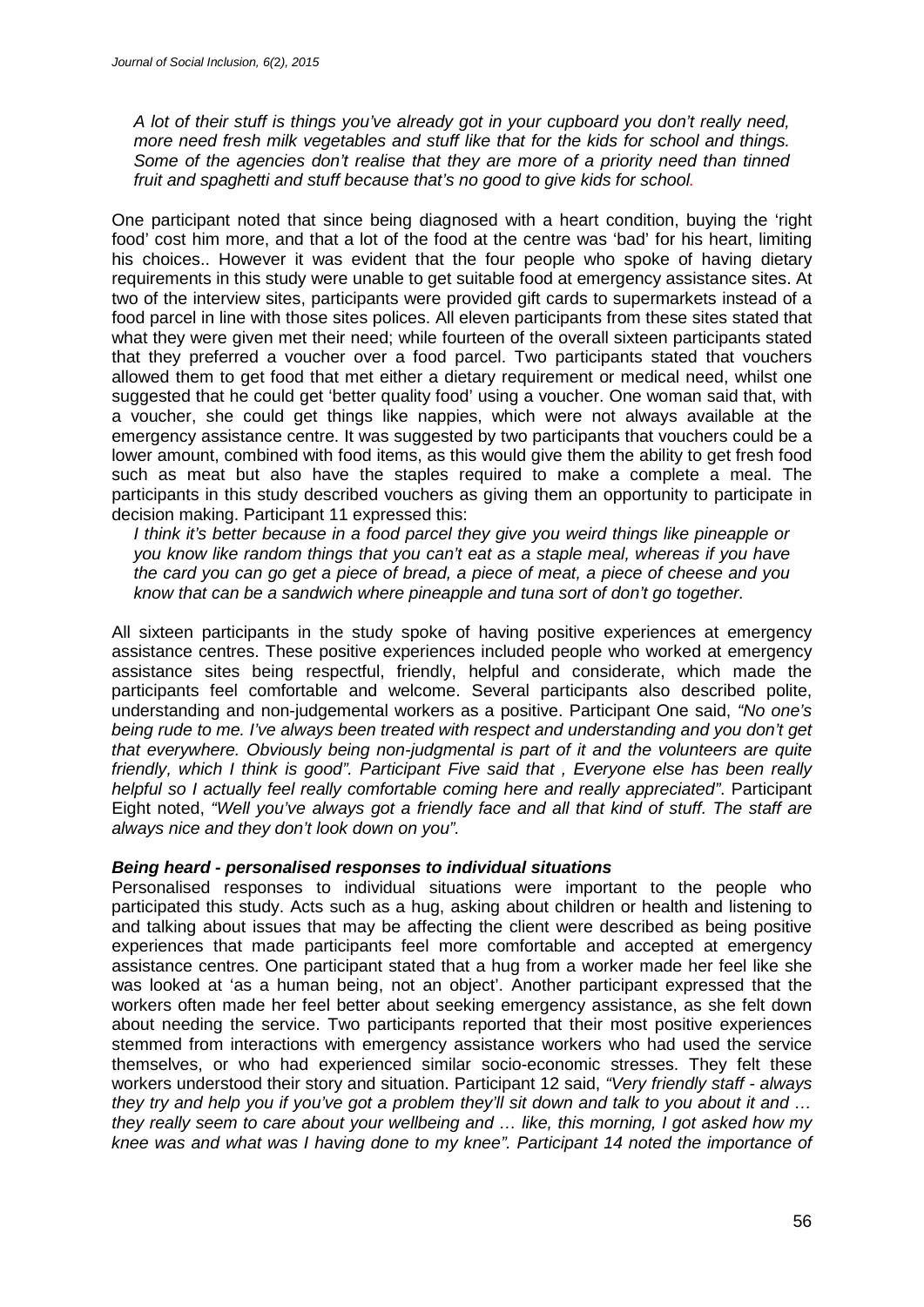*A lot of their stuff is things you've already got in your cupboard you don't really need, more need fresh milk vegetables and stuff like that for the kids for school and things. Some of the agencies don't realise that they are more of a priority need than tinned fruit and spaghetti and stuff because that's no good to give kids for school.*

One participant noted that since being diagnosed with a heart condition, buying the 'right food' cost him more, and that a lot of the food at the centre was 'bad' for his heart, limiting his choices.. However it was evident that the four people who spoke of having dietary requirements in this study were unable to get suitable food at emergency assistance sites. At two of the interview sites, participants were provided gift cards to supermarkets instead of a food parcel in line with those sites polices. All eleven participants from these sites stated that what they were given met their need; while fourteen of the overall sixteen participants stated that they preferred a voucher over a food parcel. Two participants stated that vouchers allowed them to get food that met either a dietary requirement or medical need, whilst one suggested that he could get 'better quality food' using a voucher. One woman said that, with a voucher, she could get things like nappies, which were not always available at the emergency assistance centre. It was suggested by two participants that vouchers could be a lower amount, combined with food items, as this would give them the ability to get fresh food such as meat but also have the staples required to make a complete a meal. The participants in this study described vouchers as giving them an opportunity to participate in decision making. Participant 11 expressed this:

*I think it's better because in a food parcel they give you weird things like pineapple or you know like random things that you can't eat as a staple meal, whereas if you have the card you can go get a piece of bread, a piece of meat, a piece of cheese and you know that can be a sandwich where pineapple and tuna sort of don't go together.*

All sixteen participants in the study spoke of having positive experiences at emergency assistance centres. These positive experiences included people who worked at emergency assistance sites being respectful, friendly, helpful and considerate, which made the participants feel comfortable and welcome. Several participants also described polite, understanding and non-judgemental workers as a positive. Participant One said, *"No one's being rude to me. I've always been treated with respect and understanding and you don't get that everywhere. Obviously being non-judgmental is part of it and the volunteers are quite friendly, which I think is good". Participant Five said that , Everyone else has been really helpful so I actually feel really comfortable coming here and really appreciated"*. Participant Eight noted, *"Well you've always got a friendly face and all that kind of stuff. The staff are always nice and they don't look down on you".*

### *Being heard - personalised responses to individual situations*

Personalised responses to individual situations were important to the people who participated this study. Acts such as a hug, asking about children or health and listening to and talking about issues that may be affecting the client were described as being positive experiences that made participants feel more comfortable and accepted at emergency assistance centres. One participant stated that a hug from a worker made her feel like she was looked at 'as a human being, not an object'. Another participant expressed that the workers often made her feel better about seeking emergency assistance, as she felt down about needing the service. Two participants reported that their most positive experiences stemmed from interactions with emergency assistance workers who had used the service themselves, or who had experienced similar socio-economic stresses. They felt these workers understood their story and situation. Participant 12 said, *"Very friendly staff - always they try and help you if you've got a problem they'll sit down and talk to you about it and … they really seem to care about your wellbeing and … like, this morning, I got asked how my knee was and what was I having done to my knee". Participant 14 noted the importance of*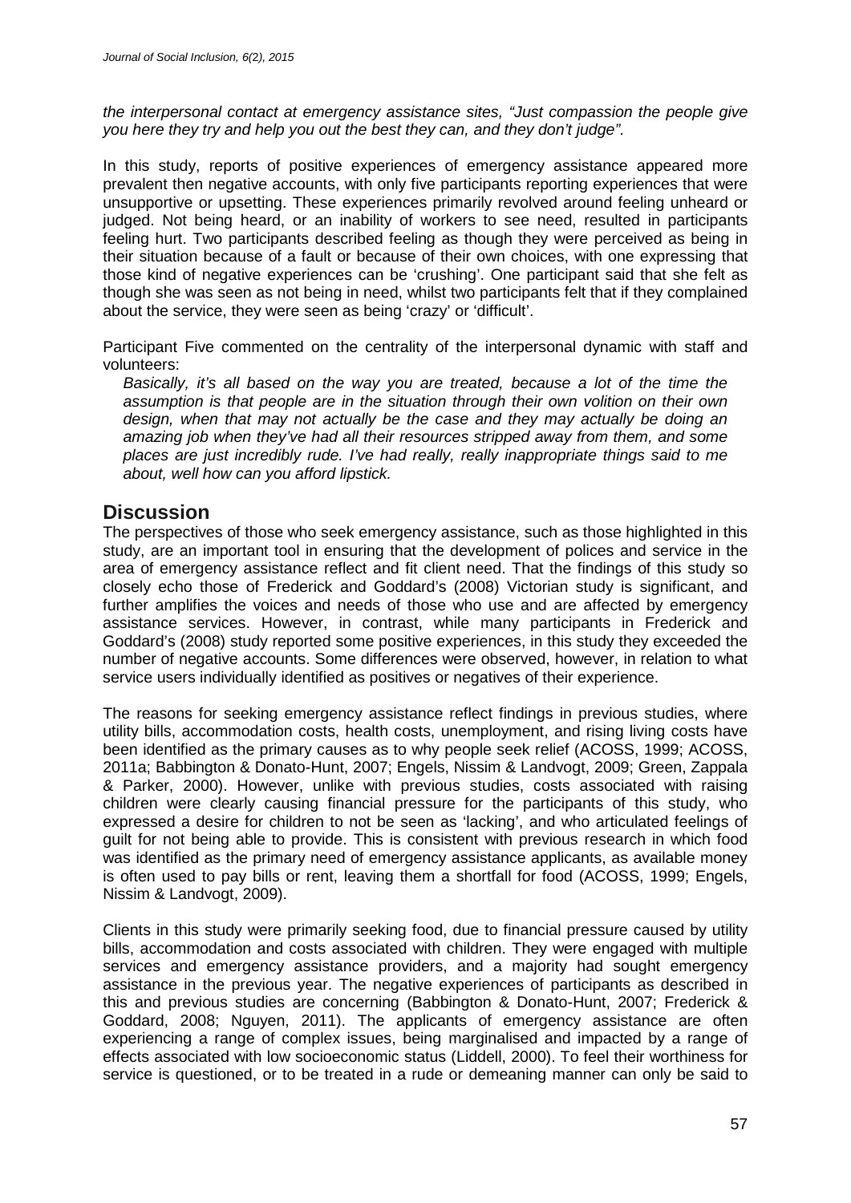*the interpersonal contact at emergency assistance sites, "Just compassion the people give you here they try and help you out the best they can, and they don't judge".*

In this study, reports of positive experiences of emergency assistance appeared more prevalent then negative accounts, with only five participants reporting experiences that were unsupportive or upsetting. These experiences primarily revolved around feeling unheard or judged. Not being heard, or an inability of workers to see need, resulted in participants feeling hurt. Two participants described feeling as though they were perceived as being in their situation because of a fault or because of their own choices, with one expressing that those kind of negative experiences can be 'crushing'. One participant said that she felt as though she was seen as not being in need, whilst two participants felt that if they complained about the service, they were seen as being 'crazy' or 'difficult'.

Participant Five commented on the centrality of the interpersonal dynamic with staff and volunteers:

> *Basically, it's all based on the way you are treated, because a lot of the time the assumption is that people are in the situation through their own volition on their own design, when that may not actually be the case and they may actually be doing an amazing job when they've had all their resources stripped away from them, and some places are just incredibly rude. I've had really, really inappropriate things said to me about, well how can you afford lipstick.*

## Discussion

The perspectives of those who seek emergency assistance, such as those highlighted in this study, are an important tool in ensuring that the development of polices and service in the area of emergency assistance reflect and fit client need. That the findings of this study so closely echo those of Frederick and Goddard's (2008) Victorian study is significant, and further amplifies the voices and needs of those who use and are affected by emergency assistance services. However, in contrast, while many participants in Frederick and Goddard's (2008) study reported some positive experiences, in this study they exceeded the number of negative accounts. Some differences were observed, however, in relation to what service users individually identified as positives or negatives of their experience.

The reasons for seeking emergency assistance reflect findings in previous studies, where utility bills, accommodation costs, health costs, unemployment, and rising living costs have been identified as the primary causes as to why people seek relief (ACOSS, 1999; ACOSS, 2011a; Babbington & Donato-Hunt, 2007; Engels, Nissim & Landvogt, 2009; Green, Zappala & Parker, 2000). However, unlike with previous studies, costs associated with raising children were clearly causing financial pressure for the participants of this study, who expressed a desire for children to not be seen as 'lacking', and who articulated feelings of guilt for not being able to provide. This is consistent with previous research in which food was identified as the primary need of emergency assistance applicants, as available money is often used to pay bills or rent, leaving them a shortfall for food (ACOSS, 1999; Engels, Nissim & Landvogt, 2009).

Clients in this study were primarily seeking food, due to financial pressure caused by utility bills, accommodation and costs associated with children. They were engaged with multiple services and emergency assistance providers, and a majority had sought emergency assistance in the previous year. The negative experiences of participants as described in this and previous studies are concerning (Babbington & Donato-Hunt, 2007; Frederick & Goddard, 2008; Nguyen, 2011). The applicants of emergency assistance are often experiencing a range of complex issues, being marginalised and impacted by a range of effects associated with low socioeconomic status (Liddell, 2000). To feel their worthiness for service is questioned, or to be treated in a rude or demeaning manner can only be said to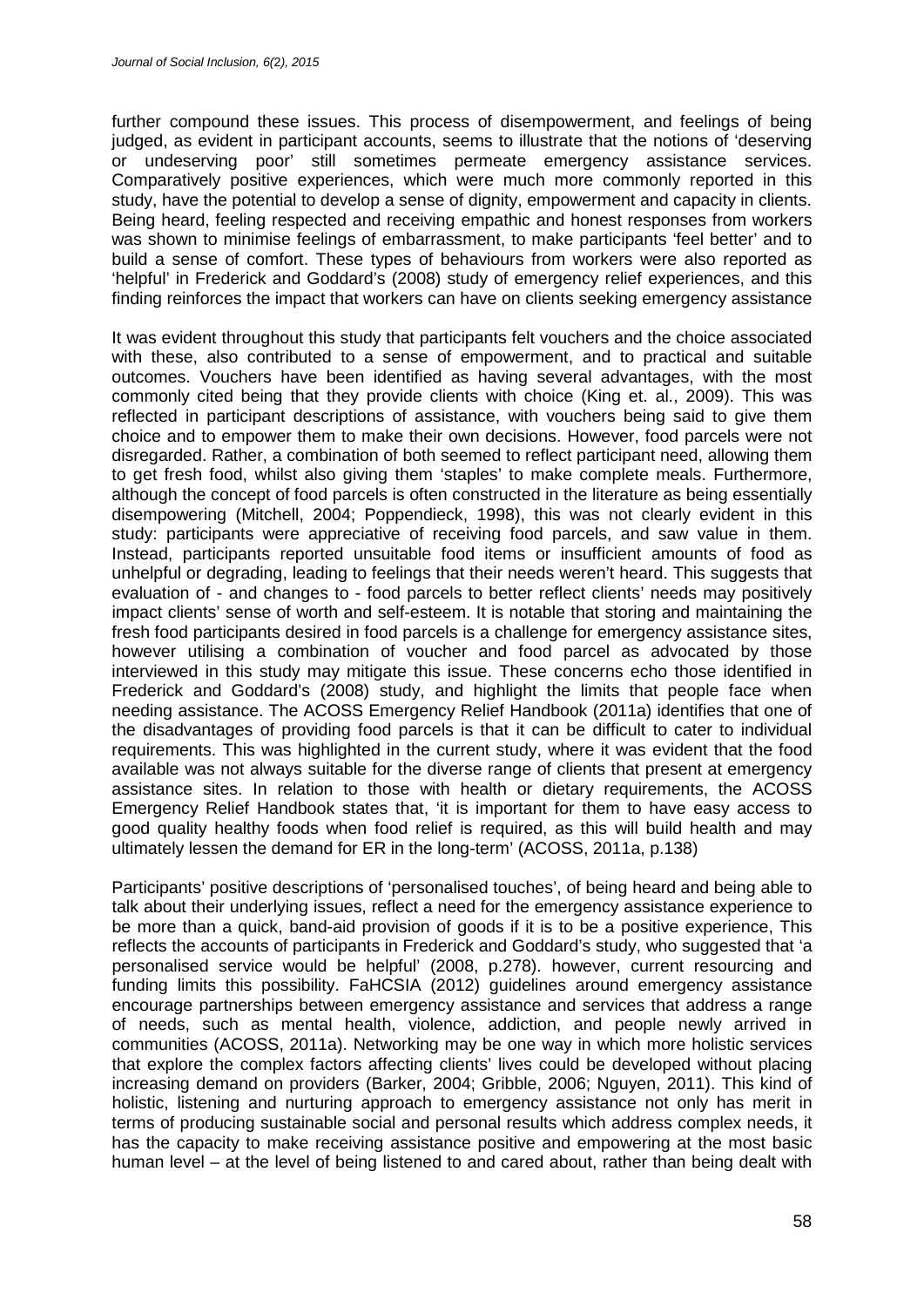further compound these issues. This process of disempowerment, and feelings of being judged, as evident in participant accounts, seems to illustrate that the notions of 'deserving or undeserving poor' still sometimes permeate emergency assistance services. Comparatively positive experiences, which were much more commonly reported in this study, have the potential to develop a sense of dignity, empowerment and capacity in clients. Being heard, feeling respected and receiving empathic and honest responses from workers was shown to minimise feelings of embarrassment, to make participants 'feel better' and to build a sense of comfort. These types of behaviours from workers were also reported as 'helpful' in Frederick and Goddard's (2008) study of emergency relief experiences, and this finding reinforces the impact that workers can have on clients seeking emergency assistance

It was evident throughout this study that participants felt vouchers and the choice associated with these, also contributed to a sense of empowerment, and to practical and suitable outcomes. Vouchers have been identified as having several advantages, with the most commonly cited being that they provide clients with choice (King et. al., 2009). This was reflected in participant descriptions of assistance, with vouchers being said to give them choice and to empower them to make their own decisions. However, food parcels were not disregarded. Rather, a combination of both seemed to reflect participant need, allowing them to get fresh food, whilst also giving them 'staples' to make complete meals. Furthermore, although the concept of food parcels is often constructed in the literature as being essentially disempowering (Mitchell, 2004; Poppendieck, 1998), this was not clearly evident in this study: participants were appreciative of receiving food parcels, and saw value in them. Instead, participants reported unsuitable food items or insufficient amounts of food as unhelpful or degrading, leading to feelings that their needs weren't heard. This suggests that evaluation of - and changes to - food parcels to better reflect clients' needs may positively impact clients' sense of worth and self-esteem. It is notable that storing and maintaining the fresh food participants desired in food parcels is a challenge for emergency assistance sites, however utilising a combination of voucher and food parcel as advocated by those interviewed in this study may mitigate this issue. These concerns echo those identified in Frederick and Goddard's (2008) study, and highlight the limits that people face when needing assistance. The ACOSS Emergency Relief Handbook (2011a) identifies that one of the disadvantages of providing food parcels is that it can be difficult to cater to individual requirements. This was highlighted in the current study, where it was evident that the food available was not always suitable for the diverse range of clients that present at emergency assistance sites. In relation to those with health or dietary requirements, the ACOSS Emergency Relief Handbook states that, 'it is important for them to have easy access to good quality healthy foods when food relief is required, as this will build health and may ultimately lessen the demand for ER in the long-term' (ACOSS, 2011a, p.138)

Participants' positive descriptions of 'personalised touches', of being heard and being able to talk about their underlying issues, reflect a need for the emergency assistance experience to be more than a quick, band-aid provision of goods if it is to be a positive experience, This reflects the accounts of participants in Frederick and Goddard's study, who suggested that 'a personalised service would be helpful' (2008, p.278). however, current resourcing and funding limits this possibility. FaHCSIA (2012) guidelines around emergency assistance encourage partnerships between emergency assistance and services that address a range of needs, such as mental health, violence, addiction, and people newly arrived in communities (ACOSS, 2011a). Networking may be one way in which more holistic services that explore the complex factors affecting clients' lives could be developed without placing increasing demand on providers (Barker, 2004; Gribble, 2006; Nguyen, 2011). This kind of holistic, listening and nurturing approach to emergency assistance not only has merit in terms of producing sustainable social and personal results which address complex needs, it has the capacity to make receiving assistance positive and empowering at the most basic human level – at the level of being listened to and cared about, rather than being dealt with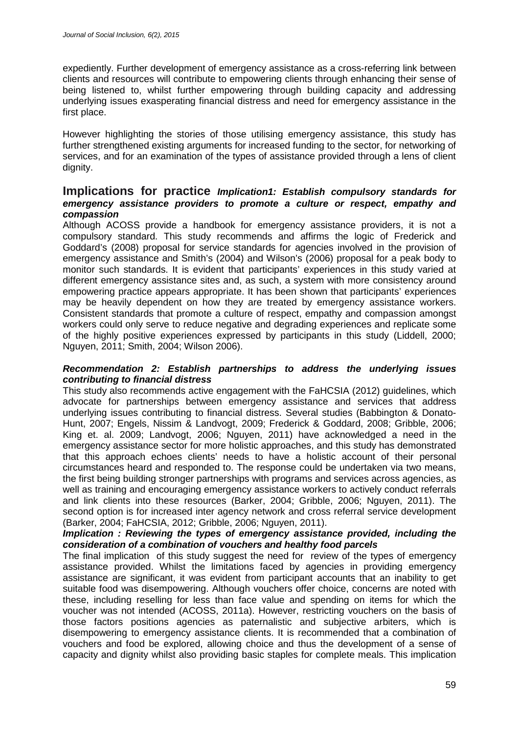expediently. Further development of emergency assistance as a cross-referring link between clients and resources will contribute to empowering clients through enhancing their sense of being listened to, whilst further empowering through building capacity and addressing underlying issues exasperating financial distress and need for emergency assistance in the first place.

However highlighting the stories of those utilising emergency assistance, this study has further strengthened existing arguments for increased funding to the sector, for networking of services, and for an examination of the types of assistance provided through a lens of client dignity.

## Implications for practice

***Implication1: Establish compulsory standards for emergency assistance providers to promote a culture or respect, empathy and compassion***

Although ACOSS provide a handbook for emergency assistance providers, it is not a compulsory standard. This study recommends and affirms the logic of Frederick and Goddard's (2008) proposal for service standards for agencies involved in the provision of emergency assistance and Smith's (2004) and Wilson's (2006) proposal for a peak body to monitor such standards. It is evident that participants' experiences in this study varied at different emergency assistance sites and, as such, a system with more consistency around empowering practice appears appropriate. It has been shown that participants' experiences may be heavily dependent on how they are treated by emergency assistance workers. Consistent standards that promote a culture of respect, empathy and compassion amongst workers could only serve to reduce negative and degrading experiences and replicate some of the highly positive experiences expressed by participants in this study (Liddell, 2000; Nguyen, 2011; Smith, 2004; Wilson 2006).

***Recommendation 2: Establish partnerships to address the underlying issues contributing to financial distress***

This study also recommends active engagement with the FaHCSIA (2012) guidelines, which advocate for partnerships between emergency assistance and services that address underlying issues contributing to financial distress. Several studies (Babbington & Donato-Hunt, 2007; Engels, Nissim & Landvogt, 2009; Frederick & Goddard, 2008; Gribble, 2006; King et. al. 2009; Landvogt, 2006; Nguyen, 2011) have acknowledged a need in the emergency assistance sector for more holistic approaches, and this study has demonstrated that this approach echoes clients' needs to have a holistic account of their personal circumstances heard and responded to. The response could be undertaken via two means, the first being building stronger partnerships with programs and services across agencies, as well as training and encouraging emergency assistance workers to actively conduct referrals and link clients into these resources (Barker, 2004; Gribble, 2006; Nguyen, 2011). The second option is for increased inter agency network and cross referral service development (Barker, 2004; FaHCSIA, 2012; Gribble, 2006; Nguyen, 2011).

***Implication : Reviewing the types of emergency assistance provided, including the consideration of a combination of vouchers and healthy food parcels***

The final implication of this study suggest the need for review of the types of emergency assistance provided. Whilst the limitations faced by agencies in providing emergency assistance are significant, it was evident from participant accounts that an inability to get suitable food was disempowering. Although vouchers offer choice, concerns are noted with these, including reselling for less than face value and spending on items for which the voucher was not intended (ACOSS, 2011a). However, restricting vouchers on the basis of those factors positions agencies as paternalistic and subjective arbiters, which is disempowering to emergency assistance clients. It is recommended that a combination of vouchers and food be explored, allowing choice and thus the development of a sense of capacity and dignity whilst also providing basic staples for complete meals. This implication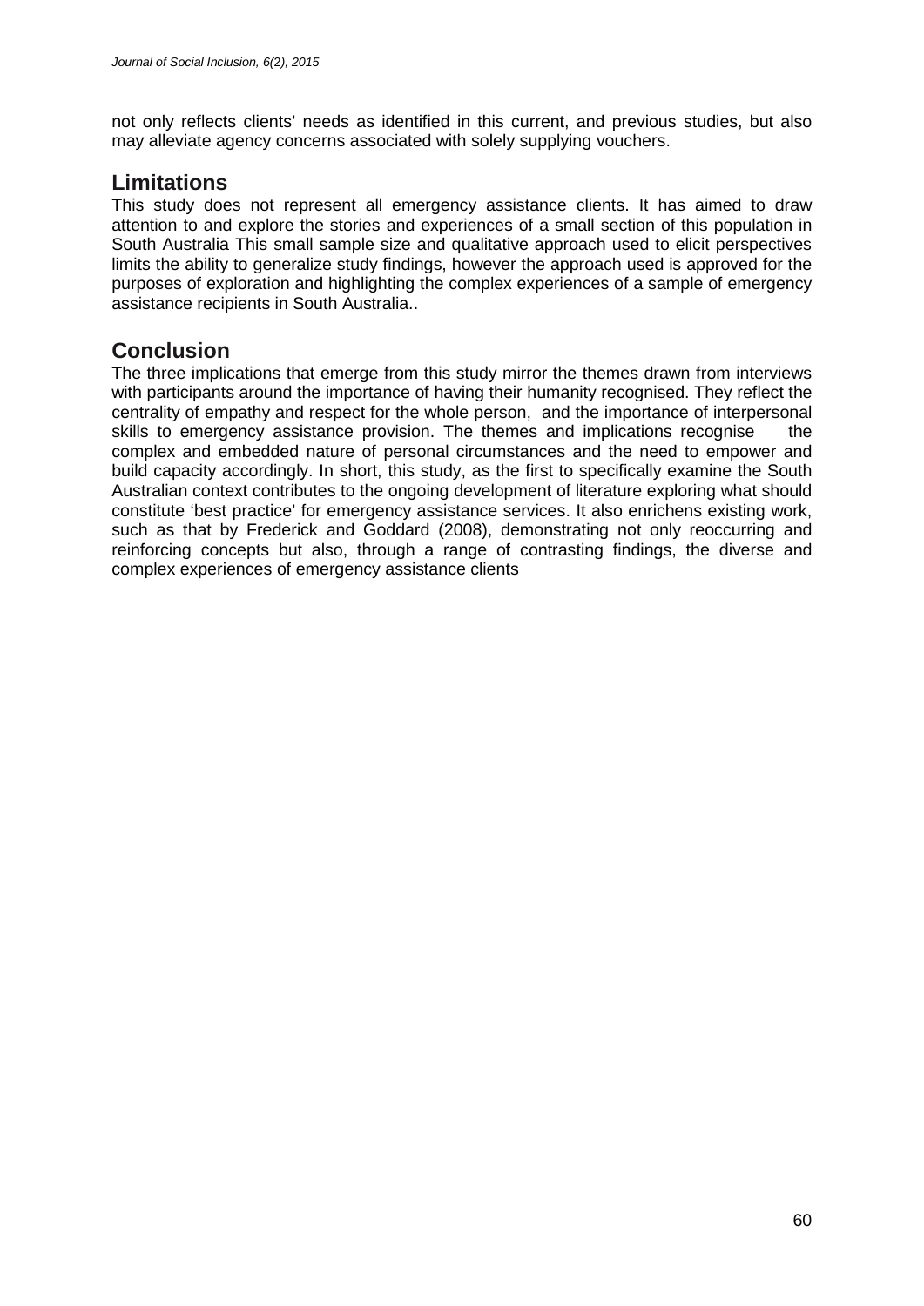not only reflects clients' needs as identified in this current, and previous studies, but also may alleviate agency concerns associated with solely supplying vouchers.

## Limitations

This study does not represent all emergency assistance clients. It has aimed to draw attention to and explore the stories and experiences of a small section of this population in South Australia This small sample size and qualitative approach used to elicit perspectives limits the ability to generalize study findings, however the approach used is approved for the purposes of exploration and highlighting the complex experiences of a sample of emergency assistance recipients in South Australia..

## Conclusion

The three implications that emerge from this study mirror the themes drawn from interviews with participants around the importance of having their humanity recognised. They reflect the centrality of empathy and respect for the whole person, and the importance of interpersonal skills to emergency assistance provision. The themes and implications recognise the complex and embedded nature of personal circumstances and the need to empower and build capacity accordingly. In short, this study, as the first to specifically examine the South Australian context contributes to the ongoing development of literature exploring what should constitute 'best practice' for emergency assistance services. It also enrichens existing work, such as that by Frederick and Goddard (2008), demonstrating not only reoccurring and reinforcing concepts but also, through a range of contrasting findings, the diverse and complex experiences of emergency assistance clients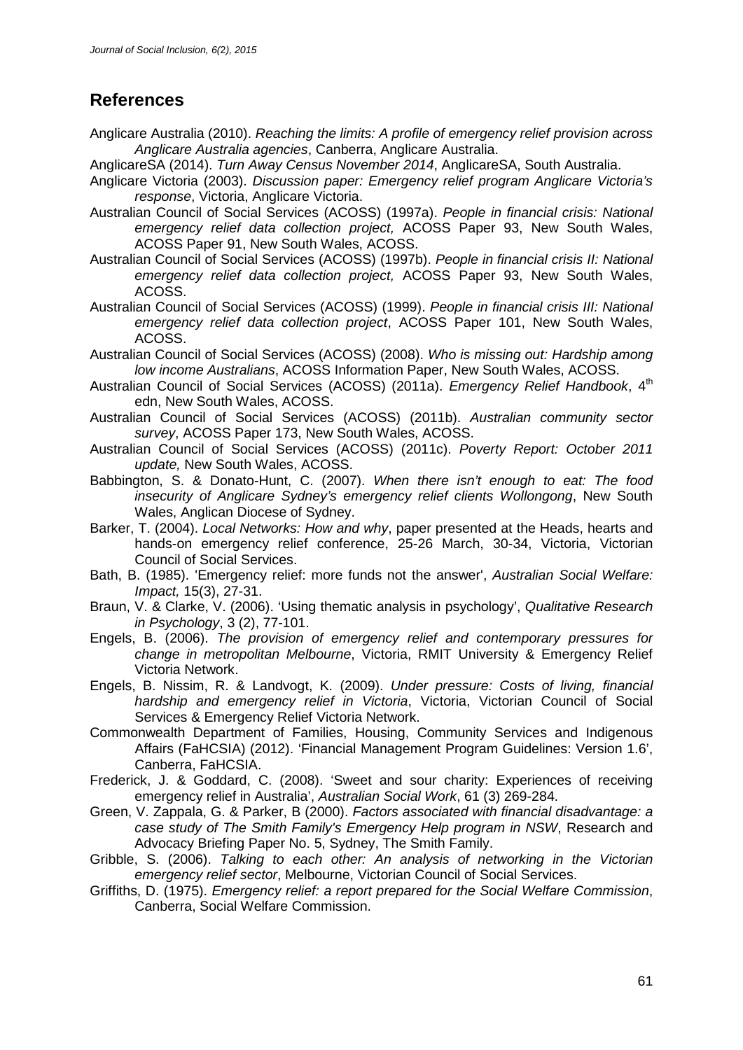## References

Anglicare Australia (2010). *Reaching the limits: A profile of emergency relief provision across Anglicare Australia agencies*, Canberra, Anglicare Australia.

AnglicareSA (2014). *Turn Away Census November 2014*, AnglicareSA, South Australia.

Anglicare Victoria (2003). *Discussion paper: Emergency relief program Anglicare Victoria's response*, Victoria, Anglicare Victoria.

Australian Council of Social Services (ACOSS) (1997a). *People in financial crisis: National emergency relief data collection project,* ACOSS Paper 93, New South Wales, ACOSS Paper 91, New South Wales, ACOSS.

Australian Council of Social Services (ACOSS) (1997b). *People in financial crisis II: National emergency relief data collection project,* ACOSS Paper 93, New South Wales, ACOSS.

Australian Council of Social Services (ACOSS) (1999). *People in financial crisis III: National emergency relief data collection project*, ACOSS Paper 101, New South Wales, ACOSS.

Australian Council of Social Services (ACOSS) (2008). *Who is missing out: Hardship among low income Australians*, ACOSS Information Paper, New South Wales, ACOSS.

Australian Council of Social Services (ACOSS) (2011a). *Emergency Relief Handbook*, 4th edn, New South Wales, ACOSS.

Australian Council of Social Services (ACOSS) (2011b). *Australian community sector survey*, ACOSS Paper 173, New South Wales, ACOSS.

Australian Council of Social Services (ACOSS) (2011c). *Poverty Report: October 2011 update,* New South Wales, ACOSS.

Babbington, S. & Donato-Hunt, C. (2007). *When there isn't enough to eat: The food insecurity of Anglicare Sydney's emergency relief clients Wollongong*, New South Wales, Anglican Diocese of Sydney.

Barker, T. (2004). *Local Networks: How and why*, paper presented at the Heads, hearts and hands-on emergency relief conference, 25-26 March, 30-34, Victoria, Victorian Council of Social Services.

Bath, B. (1985). 'Emergency relief: more funds not the answer', *Australian Social Welfare: Impact,* 15(3), 27-31.

Braun, V. & Clarke, V. (2006). 'Using thematic analysis in psychology', *Qualitative Research in Psychology*, 3 (2), 77-101.

Engels, B. (2006). *The provision of emergency relief and contemporary pressures for change in metropolitan Melbourne*, Victoria, RMIT University & Emergency Relief Victoria Network.

Engels, B. Nissim, R. & Landvogt, K. (2009). *Under pressure: Costs of living, financial hardship and emergency relief in Victoria*, Victoria, Victorian Council of Social Services & Emergency Relief Victoria Network.

Commonwealth Department of Families, Housing, Community Services and Indigenous Affairs (FaHCSIA) (2012). 'Financial Management Program Guidelines: Version 1.6', Canberra, FaHCSIA.

Frederick, J. & Goddard, C. (2008). 'Sweet and sour charity: Experiences of receiving emergency relief in Australia', *Australian Social Work*, 61 (3) 269-284.

Green, V. Zappala, G. & Parker, B (2000). *Factors associated with financial disadvantage: a case study of The Smith Family's Emergency Help program in NSW*, Research and Advocacy Briefing Paper No. 5, Sydney, The Smith Family.

Gribble, S. (2006). *Talking to each other: An analysis of networking in the Victorian emergency relief sector*, Melbourne, Victorian Council of Social Services.

Griffiths, D. (1975). *Emergency relief: a report prepared for the Social Welfare Commission*, Canberra, Social Welfare Commission.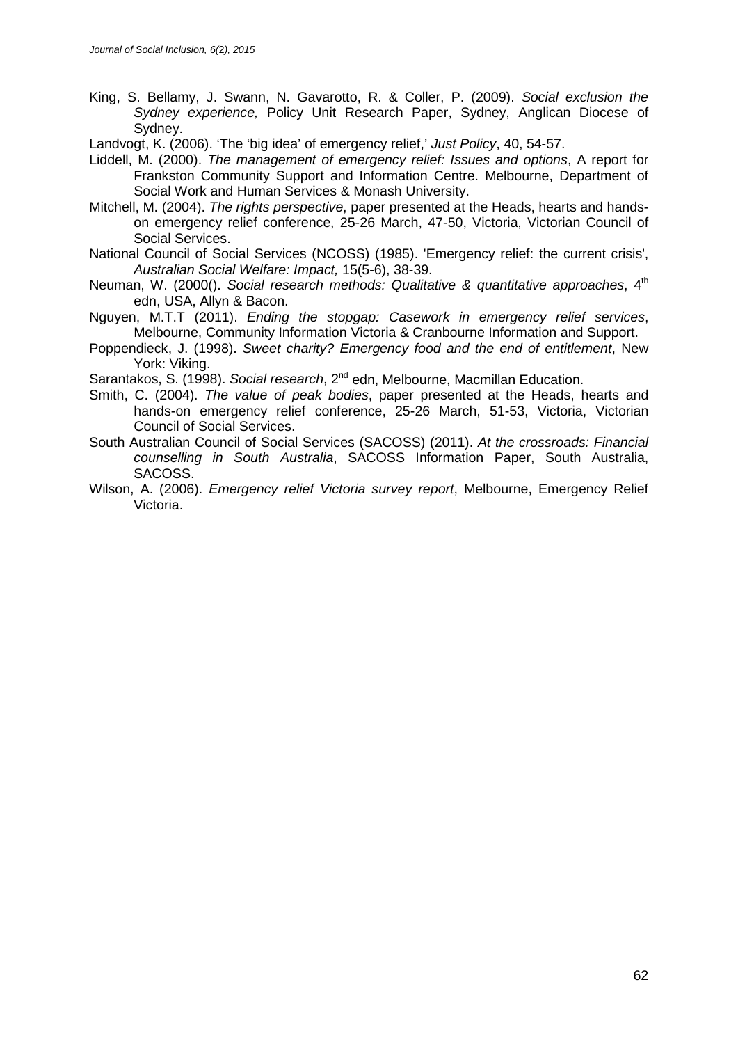King, S. Bellamy, J. Swann, N. Gavarotto, R. & Coller, P. (2009). *Social exclusion the Sydney experience,* Policy Unit Research Paper, Sydney, Anglican Diocese of Sydney.

Landvogt, K. (2006). 'The 'big idea' of emergency relief,' *Just Policy*, 40, 54-57.

Liddell, M. (2000). *The management of emergency relief: Issues and options*, A report for Frankston Community Support and Information Centre. Melbourne, Department of Social Work and Human Services & Monash University.

Mitchell, M. (2004). *The rights perspective*, paper presented at the Heads, hearts and hands-on emergency relief conference, 25-26 March, 47-50, Victoria, Victorian Council of Social Services.

National Council of Social Services (NCOSS) (1985). 'Emergency relief: the current crisis', *Australian Social Welfare: Impact,* 15(5-6), 38-39.

Neuman, W. (2000(). *Social research methods: Qualitative & quantitative approaches*, 4th edn, USA, Allyn & Bacon.

Nguyen, M.T.T (2011). *Ending the stopgap: Casework in emergency relief services*, Melbourne, Community Information Victoria & Cranbourne Information and Support.

Poppendieck, J. (1998). *Sweet charity? Emergency food and the end of entitlement*, New York: Viking.

Sarantakos, S. (1998). *Social research*, 2nd edn, Melbourne, Macmillan Education.

Smith, C. (2004). *The value of peak bodies*, paper presented at the Heads, hearts and hands-on emergency relief conference, 25-26 March, 51-53, Victoria, Victorian Council of Social Services.

South Australian Council of Social Services (SACOSS) (2011). *At the crossroads: Financial counselling in South Australia*, SACOSS Information Paper, South Australia, SACOSS.

Wilson, A. (2006). *Emergency relief Victoria survey report*, Melbourne, Emergency Relief Victoria.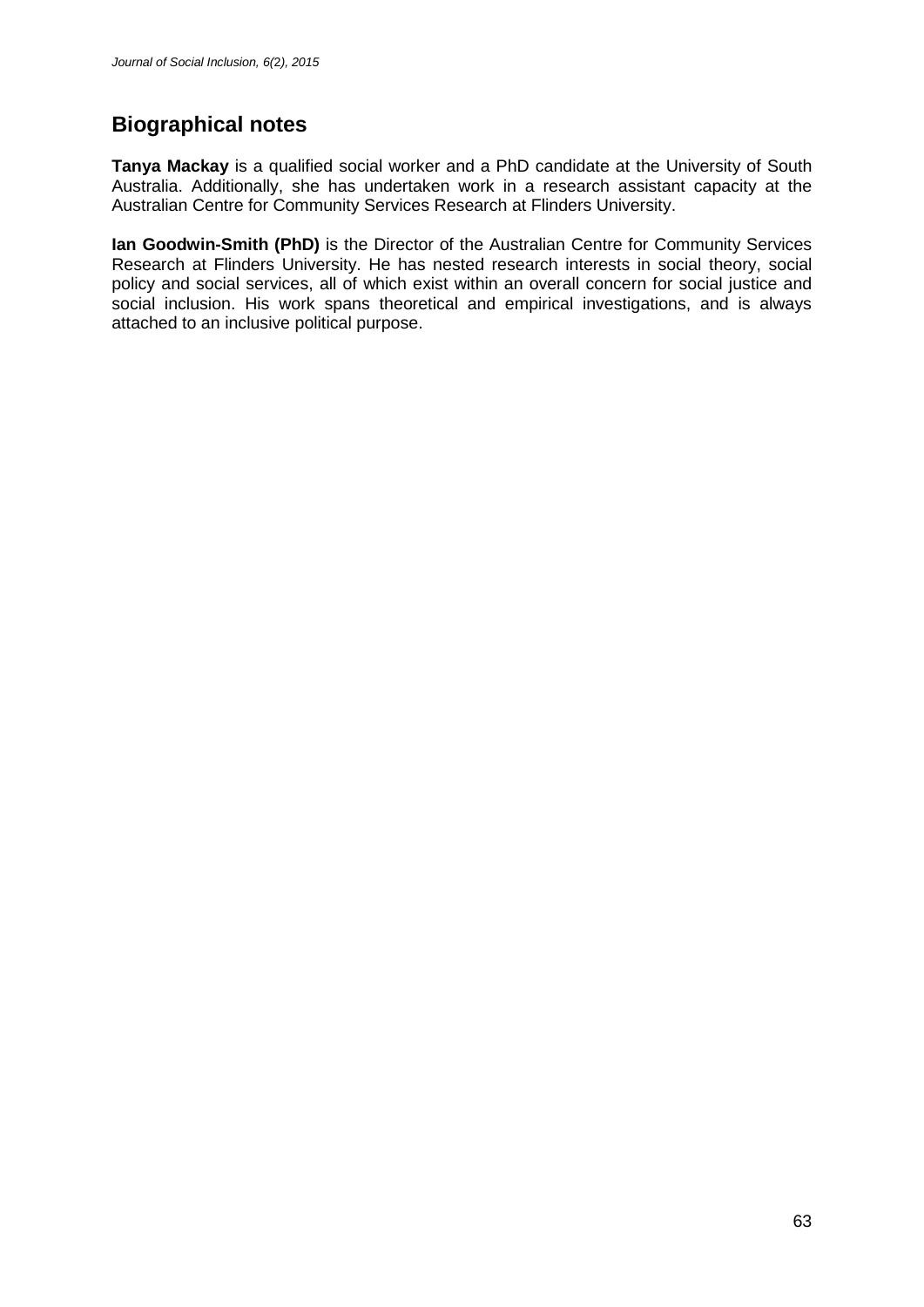## Biographical notes

**Tanya Mackay** is a qualified social worker and a PhD candidate at the University of South Australia. Additionally, she has undertaken work in a research assistant capacity at the Australian Centre for Community Services Research at Flinders University.

**Ian Goodwin-Smith (PhD)** is the Director of the Australian Centre for Community Services Research at Flinders University. He has nested research interests in social theory, social policy and social services, all of which exist within an overall concern for social justice and social inclusion. His work spans theoretical and empirical investigations, and is always attached to an inclusive political purpose.